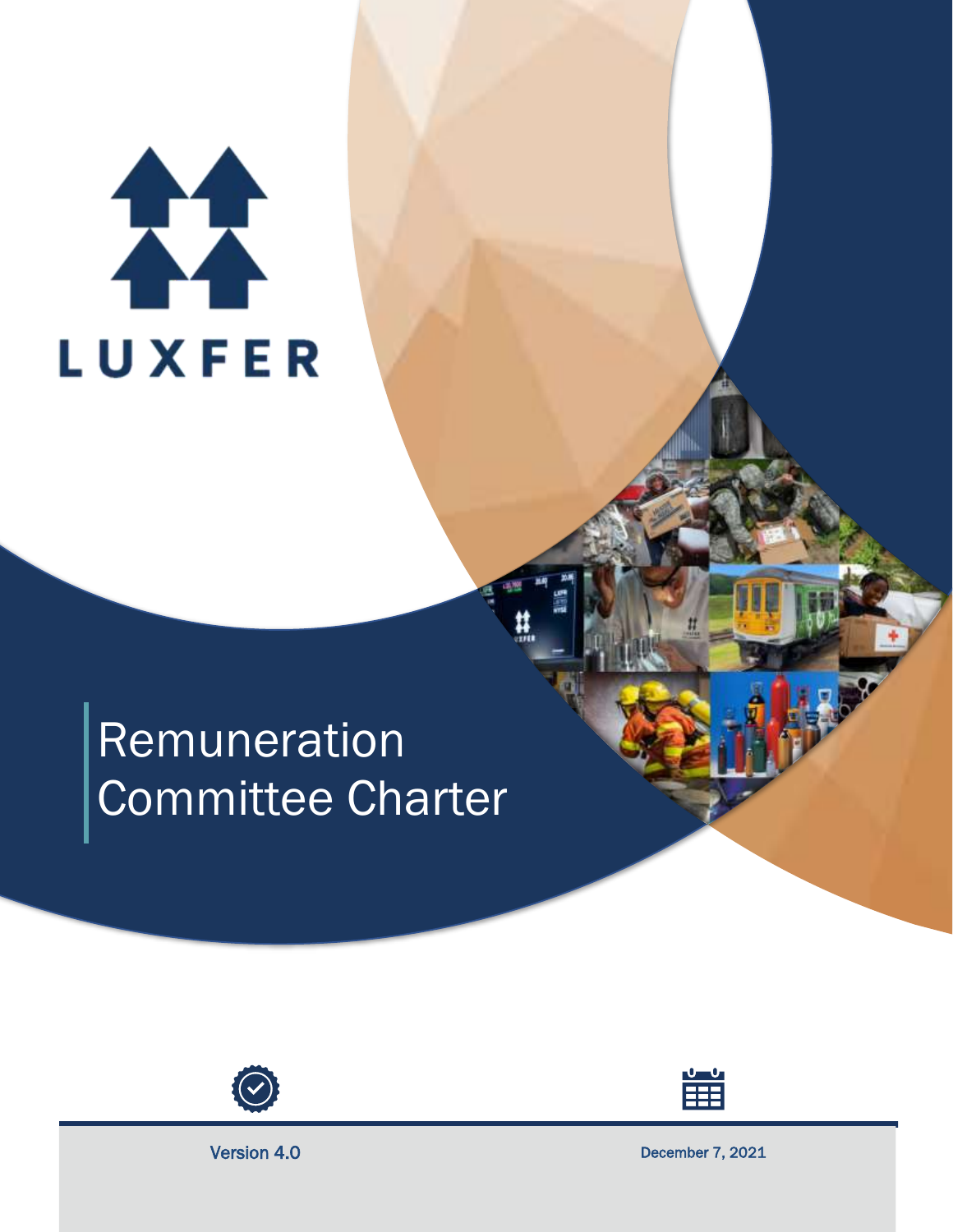LUXFER

# Remuneration Committee Charter

Version 4.0

December 7, 2021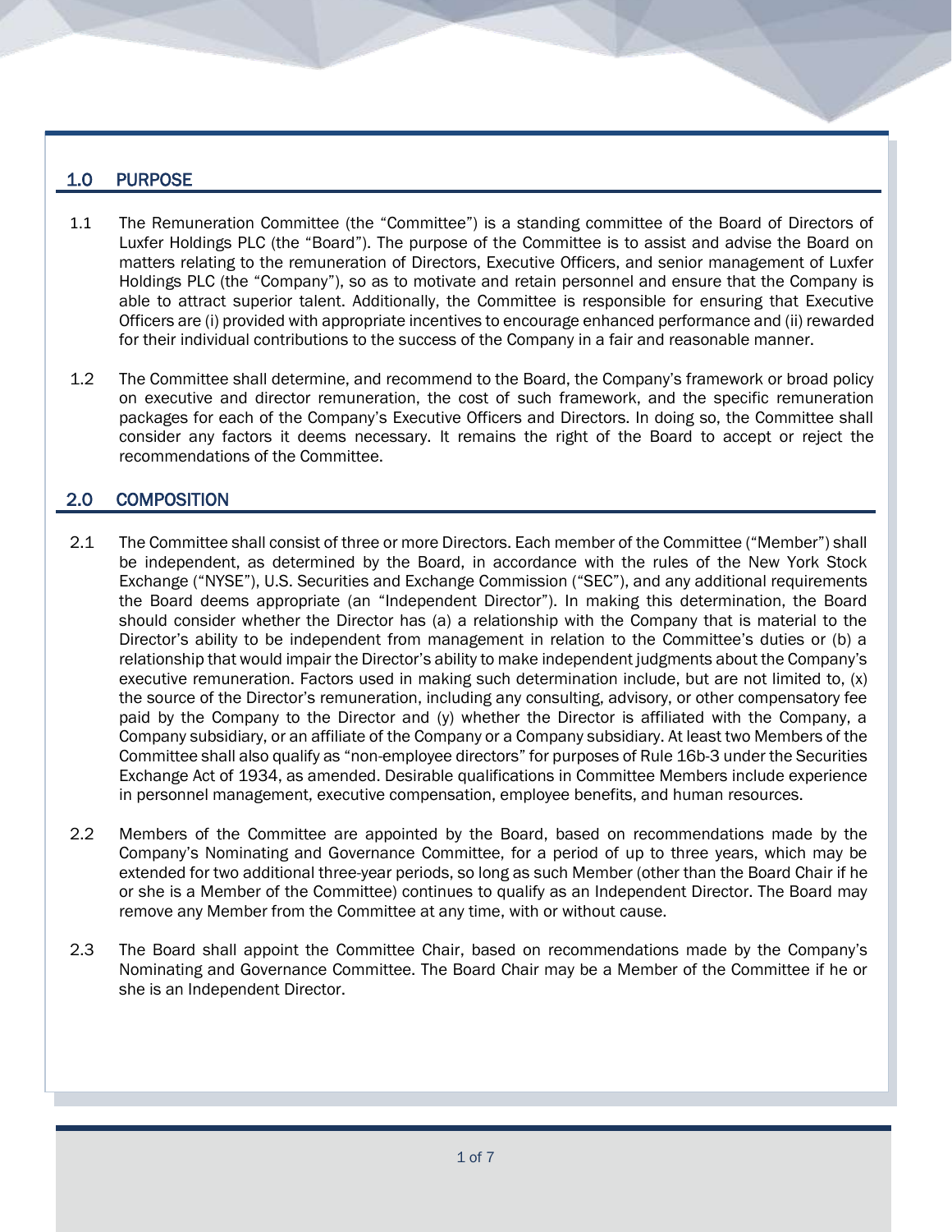## 1.0 PURPOSE

1.1 The Remuneration Committee (the "Committee") is a standing committee of the Board of Directors of Luxfer Holdings PLC (the "Board"). The purpose of the Committee is to assist and advise the Board on matters relating to the remuneration of Directors, Executive Officers, and senior management of Luxfer Holdings PLC (the "Company"), so as to motivate and retain personnel and ensure that the Company is able to attract superior talent. Additionally, the Committee is responsible for ensuring that Executive Officers are (i) provided with appropriate incentives to encourage enhanced performance and (ii) rewarded for their individual contributions to the success of the Company in a fair and reasonable manner.

1.2 The Committee shall determine, and recommend to the Board, the Company's framework or broad policy on executive and director remuneration, the cost of such framework, and the specific remuneration packages for each of the Company's Executive Officers and Directors. In doing so, the Committee shall consider any factors it deems necessary. It remains the right of the Board to accept or reject the recommendations of the Committee.

## 2.0 COMPOSITION

2.1 The Committee shall consist of three or more Directors. Each member of the Committee ("Member") shall be independent, as determined by the Board, in accordance with the rules of the New York Stock Exchange ("NYSE"), U.S. Securities and Exchange Commission ("SEC"), and any additional requirements the Board deems appropriate (an "Independent Director"). In making this determination, the Board should consider whether the Director has (a) a relationship with the Company that is material to the Director's ability to be independent from management in relation to the Committee's duties or (b) a relationship that would impair the Director's ability to make independent judgments about the Company's executive remuneration. Factors used in making such determination include, but are not limited to, (x) the source of the Director's remuneration, including any consulting, advisory, or other compensatory fee paid by the Company to the Director and (y) whether the Director is affiliated with the Company, a Company subsidiary, or an affiliate of the Company or a Company subsidiary. At least two Members of the Committee shall also qualify as "non-employee directors" for purposes of Rule 16b-3 under the Securities Exchange Act of 1934, as amended. Desirable qualifications in Committee Members include experience in personnel management, executive compensation, employee benefits, and human resources.

2.2 Members of the Committee are appointed by the Board, based on recommendations made by the Company's Nominating and Governance Committee, for a period of up to three years, which may be extended for two additional three-year periods, so long as such Member (other than the Board Chair if he or she is a Member of the Committee) continues to qualify as an Independent Director. The Board may remove any Member from the Committee at any time, with or without cause.

2.3 The Board shall appoint the Committee Chair, based on recommendations made by the Company's Nominating and Governance Committee. The Board Chair may be a Member of the Committee if he or she is an Independent Director.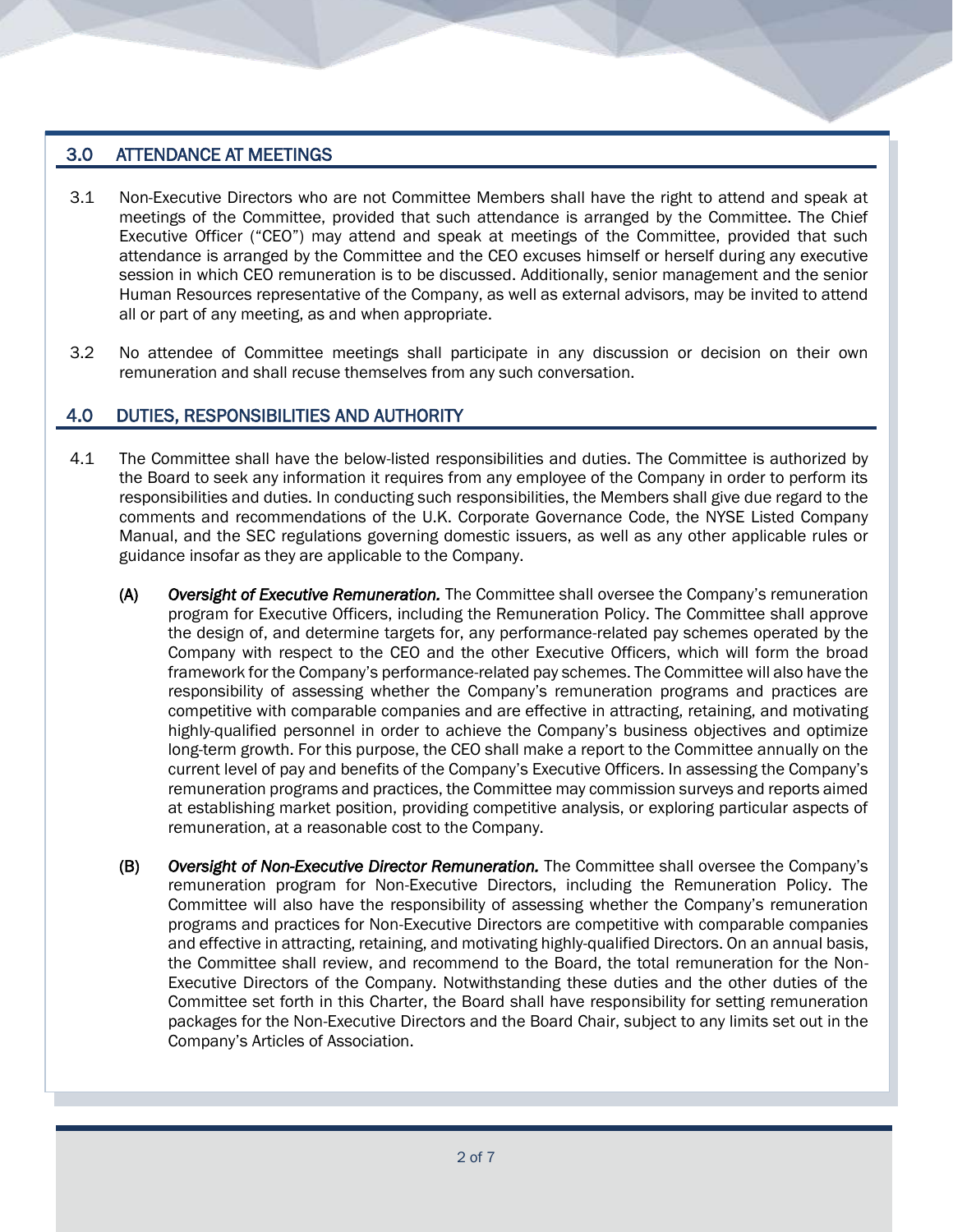## 3.0 ATTENDANCE AT MEETINGS

3.1 Non-Executive Directors who are not Committee Members shall have the right to attend and speak at meetings of the Committee, provided that such attendance is arranged by the Committee. The Chief Executive Officer ("CEO") may attend and speak at meetings of the Committee, provided that such attendance is arranged by the Committee and the CEO excuses himself or herself during any executive session in which CEO remuneration is to be discussed. Additionally, senior management and the senior Human Resources representative of the Company, as well as external advisors, may be invited to attend all or part of any meeting, as and when appropriate.

3.2 No attendee of Committee meetings shall participate in any discussion or decision on their own remuneration and shall recuse themselves from any such conversation.

## 4.0 DUTIES, RESPONSIBILITIES AND AUTHORITY

4.1 The Committee shall have the below-listed responsibilities and duties. The Committee is authorized by the Board to seek any information it requires from any employee of the Company in order to perform its responsibilities and duties. In conducting such responsibilities, the Members shall give due regard to the comments and recommendations of the U.K. Corporate Governance Code, the NYSE Listed Company Manual, and the SEC regulations governing domestic issuers, as well as any other applicable rules or guidance insofar as they are applicable to the Company.

**(A)** ***Oversight of Executive Remuneration.*** The Committee shall oversee the Company's remuneration program for Executive Officers, including the Remuneration Policy. The Committee shall approve the design of, and determine targets for, any performance-related pay schemes operated by the Company with respect to the CEO and the other Executive Officers, which will form the broad framework for the Company's performance-related pay schemes. The Committee will also have the responsibility of assessing whether the Company's remuneration programs and practices are competitive with comparable companies and are effective in attracting, retaining, and motivating highly-qualified personnel in order to achieve the Company's business objectives and optimize long-term growth. For this purpose, the CEO shall make a report to the Committee annually on the current level of pay and benefits of the Company's Executive Officers. In assessing the Company's remuneration programs and practices, the Committee may commission surveys and reports aimed at establishing market position, providing competitive analysis, or exploring particular aspects of remuneration, at a reasonable cost to the Company.

**(B)** ***Oversight of Non-Executive Director Remuneration.*** The Committee shall oversee the Company's remuneration program for Non-Executive Directors, including the Remuneration Policy. The Committee will also have the responsibility of assessing whether the Company's remuneration programs and practices for Non-Executive Directors are competitive with comparable companies and effective in attracting, retaining, and motivating highly-qualified Directors. On an annual basis, the Committee shall review, and recommend to the Board, the total remuneration for the Non-Executive Directors of the Company. Notwithstanding these duties and the other duties of the Committee set forth in this Charter, the Board shall have responsibility for setting remuneration packages for the Non-Executive Directors and the Board Chair, subject to any limits set out in the Company's Articles of Association.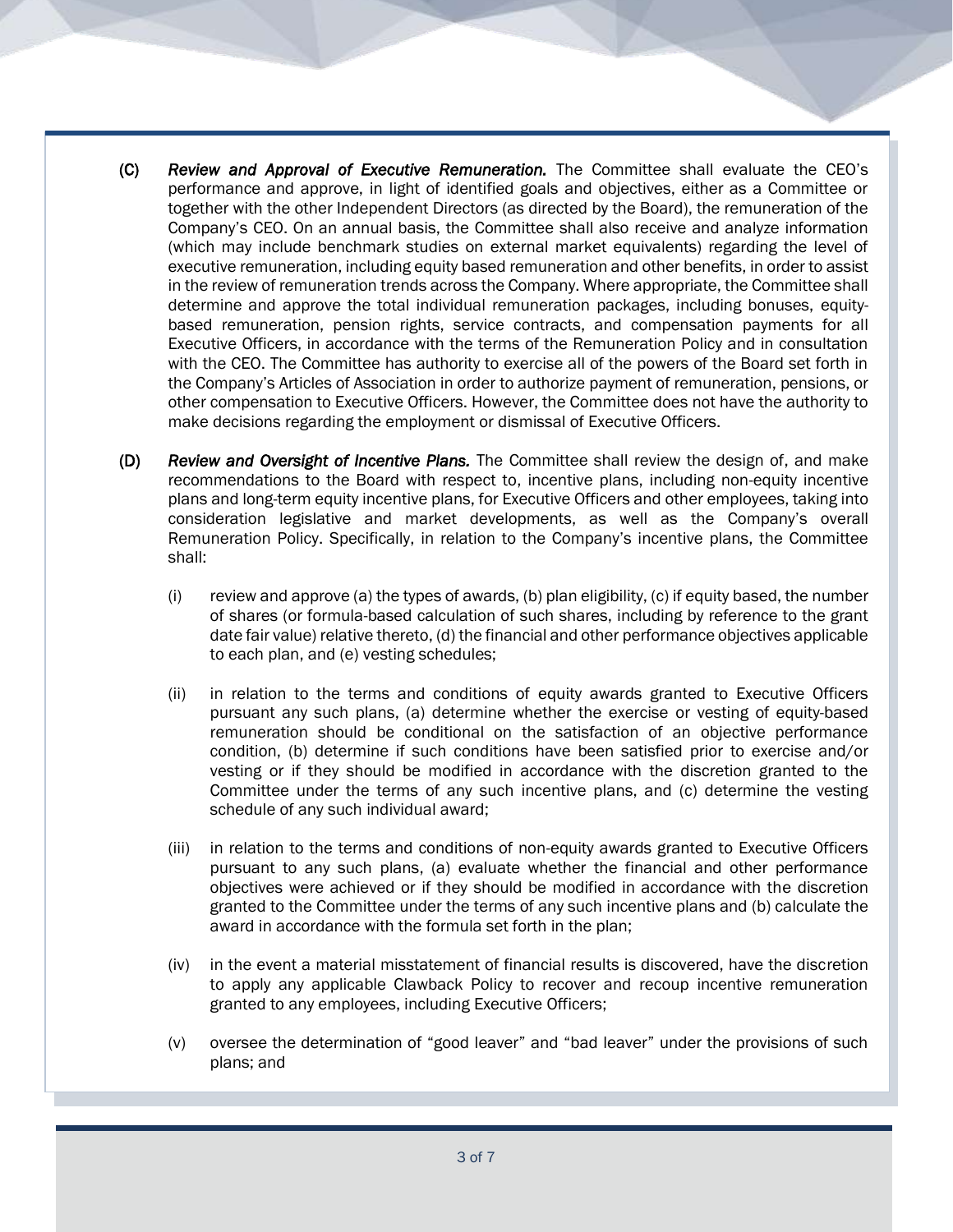(C) ***Review and Approval of Executive Remuneration.*** The Committee shall evaluate the CEO's performance and approve, in light of identified goals and objectives, either as a Committee or together with the other Independent Directors (as directed by the Board), the remuneration of the Company's CEO. On an annual basis, the Committee shall also receive and analyze information (which may include benchmark studies on external market equivalents) regarding the level of executive remuneration, including equity based remuneration and other benefits, in order to assist in the review of remuneration trends across the Company. Where appropriate, the Committee shall determine and approve the total individual remuneration packages, including bonuses, equity-based remuneration, pension rights, service contracts, and compensation payments for all Executive Officers, in accordance with the terms of the Remuneration Policy and in consultation with the CEO. The Committee has authority to exercise all of the powers of the Board set forth in the Company's Articles of Association in order to authorize payment of remuneration, pensions, or other compensation to Executive Officers. However, the Committee does not have the authority to make decisions regarding the employment or dismissal of Executive Officers.

(D) ***Review and Oversight of Incentive Plans.*** The Committee shall review the design of, and make recommendations to the Board with respect to, incentive plans, including non-equity incentive plans and long-term equity incentive plans, for Executive Officers and other employees, taking into consideration legislative and market developments, as well as the Company's overall Remuneration Policy. Specifically, in relation to the Company's incentive plans, the Committee shall:

(i) review and approve (a) the types of awards, (b) plan eligibility, (c) if equity based, the number of shares (or formula-based calculation of such shares, including by reference to the grant date fair value) relative thereto, (d) the financial and other performance objectives applicable to each plan, and (e) vesting schedules;

(ii) in relation to the terms and conditions of equity awards granted to Executive Officers pursuant any such plans, (a) determine whether the exercise or vesting of equity-based remuneration should be conditional on the satisfaction of an objective performance condition, (b) determine if such conditions have been satisfied prior to exercise and/or vesting or if they should be modified in accordance with the discretion granted to the Committee under the terms of any such incentive plans, and (c) determine the vesting schedule of any such individual award;

(iii) in relation to the terms and conditions of non-equity awards granted to Executive Officers pursuant to any such plans, (a) evaluate whether the financial and other performance objectives were achieved or if they should be modified in accordance with the discretion granted to the Committee under the terms of any such incentive plans and (b) calculate the award in accordance with the formula set forth in the plan;

(iv) in the event a material misstatement of financial results is discovered, have the discretion to apply any applicable Clawback Policy to recover and recoup incentive remuneration granted to any employees, including Executive Officers;

(v) oversee the determination of "good leaver" and "bad leaver" under the provisions of such plans; and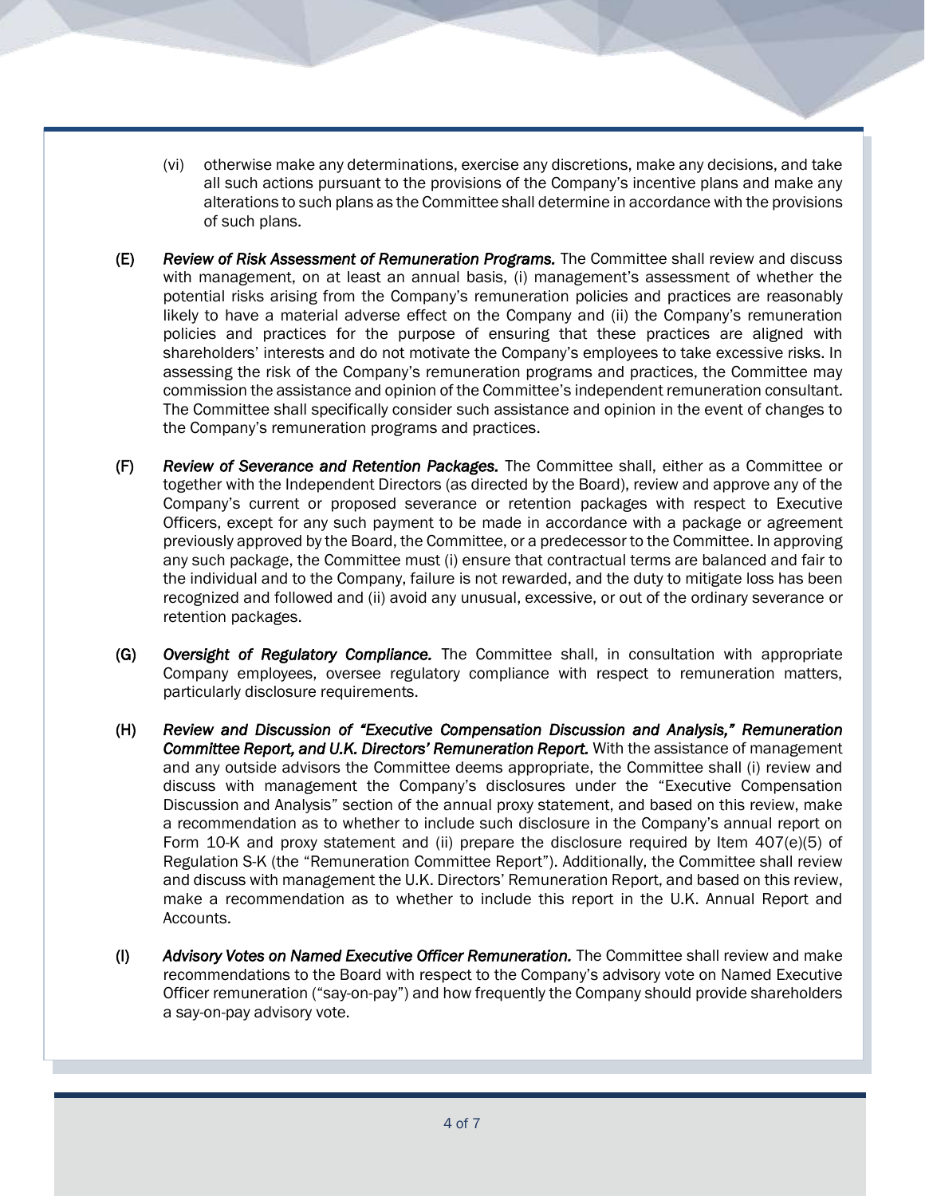(vi) otherwise make any determinations, exercise any discretions, make any decisions, and take all such actions pursuant to the provisions of the Company's incentive plans and make any alterations to such plans as the Committee shall determine in accordance with the provisions of such plans.

(E) ***Review of Risk Assessment of Remuneration Programs.*** The Committee shall review and discuss with management, on at least an annual basis, (i) management's assessment of whether the potential risks arising from the Company's remuneration policies and practices are reasonably likely to have a material adverse effect on the Company and (ii) the Company's remuneration policies and practices for the purpose of ensuring that these practices are aligned with shareholders' interests and do not motivate the Company's employees to take excessive risks. In assessing the risk of the Company's remuneration programs and practices, the Committee may commission the assistance and opinion of the Committee's independent remuneration consultant. The Committee shall specifically consider such assistance and opinion in the event of changes to the Company's remuneration programs and practices.

(F) ***Review of Severance and Retention Packages.*** The Committee shall, either as a Committee or together with the Independent Directors (as directed by the Board), review and approve any of the Company's current or proposed severance or retention packages with respect to Executive Officers, except for any such payment to be made in accordance with a package or agreement previously approved by the Board, the Committee, or a predecessor to the Committee. In approving any such package, the Committee must (i) ensure that contractual terms are balanced and fair to the individual and to the Company, failure is not rewarded, and the duty to mitigate loss has been recognized and followed and (ii) avoid any unusual, excessive, or out of the ordinary severance or retention packages.

(G) ***Oversight of Regulatory Compliance.*** The Committee shall, in consultation with appropriate Company employees, oversee regulatory compliance with respect to remuneration matters, particularly disclosure requirements.

(H) ***Review and Discussion of "Executive Compensation Discussion and Analysis," Remuneration Committee Report, and U.K. Directors' Remuneration Report.*** With the assistance of management and any outside advisors the Committee deems appropriate, the Committee shall (i) review and discuss with management the Company's disclosures under the "Executive Compensation Discussion and Analysis" section of the annual proxy statement, and based on this review, make a recommendation as to whether to include such disclosure in the Company's annual report on Form 10-K and proxy statement and (ii) prepare the disclosure required by Item 407(e)(5) of Regulation S-K (the "Remuneration Committee Report"). Additionally, the Committee shall review and discuss with management the U.K. Directors' Remuneration Report, and based on this review, make a recommendation as to whether to include this report in the U.K. Annual Report and Accounts.

(I) ***Advisory Votes on Named Executive Officer Remuneration.*** The Committee shall review and make recommendations to the Board with respect to the Company's advisory vote on Named Executive Officer remuneration ("say-on-pay") and how frequently the Company should provide shareholders a say-on-pay advisory vote.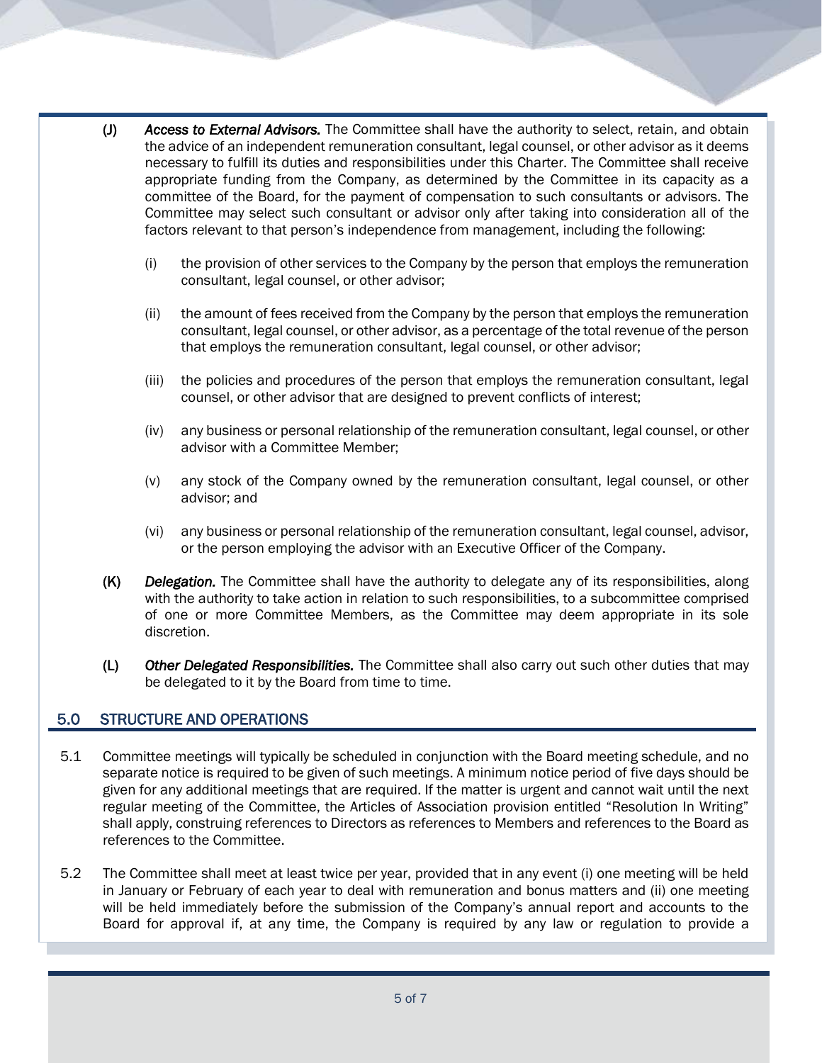(J) ***Access to External Advisors.*** The Committee shall have the authority to select, retain, and obtain the advice of an independent remuneration consultant, legal counsel, or other advisor as it deems necessary to fulfill its duties and responsibilities under this Charter. The Committee shall receive appropriate funding from the Company, as determined by the Committee in its capacity as a committee of the Board, for the payment of compensation to such consultants or advisors. The Committee may select such consultant or advisor only after taking into consideration all of the factors relevant to that person's independence from management, including the following:

(i) the provision of other services to the Company by the person that employs the remuneration consultant, legal counsel, or other advisor;

(ii) the amount of fees received from the Company by the person that employs the remuneration consultant, legal counsel, or other advisor, as a percentage of the total revenue of the person that employs the remuneration consultant, legal counsel, or other advisor;

(iii) the policies and procedures of the person that employs the remuneration consultant, legal counsel, or other advisor that are designed to prevent conflicts of interest;

(iv) any business or personal relationship of the remuneration consultant, legal counsel, or other advisor with a Committee Member;

(v) any stock of the Company owned by the remuneration consultant, legal counsel, or other advisor; and

(vi) any business or personal relationship of the remuneration consultant, legal counsel, advisor, or the person employing the advisor with an Executive Officer of the Company.

(K) ***Delegation.*** The Committee shall have the authority to delegate any of its responsibilities, along with the authority to take action in relation to such responsibilities, to a subcommittee comprised of one or more Committee Members, as the Committee may deem appropriate in its sole discretion.

(L) ***Other Delegated Responsibilities.*** The Committee shall also carry out such other duties that may be delegated to it by the Board from time to time.

## 5.0 STRUCTURE AND OPERATIONS

5.1 Committee meetings will typically be scheduled in conjunction with the Board meeting schedule, and no separate notice is required to be given of such meetings. A minimum notice period of five days should be given for any additional meetings that are required. If the matter is urgent and cannot wait until the next regular meeting of the Committee, the Articles of Association provision entitled "Resolution In Writing" shall apply, construing references to Directors as references to Members and references to the Board as references to the Committee.

5.2 The Committee shall meet at least twice per year, provided that in any event (i) one meeting will be held in January or February of each year to deal with remuneration and bonus matters and (ii) one meeting will be held immediately before the submission of the Company's annual report and accounts to the Board for approval if, at any time, the Company is required by any law or regulation to provide a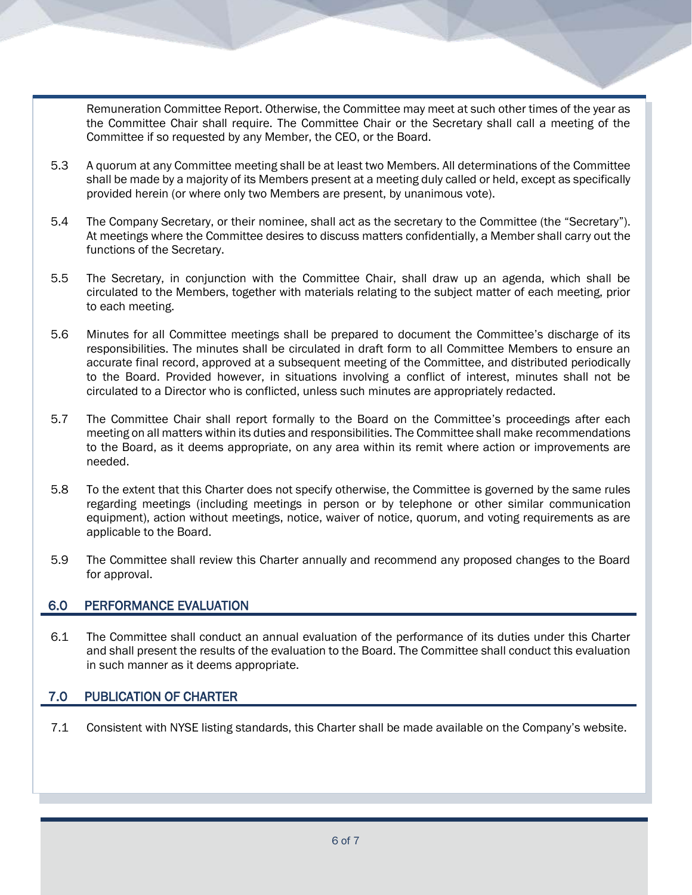Remuneration Committee Report. Otherwise, the Committee may meet at such other times of the year as the Committee Chair shall require. The Committee Chair or the Secretary shall call a meeting of the Committee if so requested by any Member, the CEO, or the Board.

5.3 A quorum at any Committee meeting shall be at least two Members. All determinations of the Committee shall be made by a majority of its Members present at a meeting duly called or held, except as specifically provided herein (or where only two Members are present, by unanimous vote).

5.4 The Company Secretary, or their nominee, shall act as the secretary to the Committee (the "Secretary"). At meetings where the Committee desires to discuss matters confidentially, a Member shall carry out the functions of the Secretary.

5.5 The Secretary, in conjunction with the Committee Chair, shall draw up an agenda, which shall be circulated to the Members, together with materials relating to the subject matter of each meeting, prior to each meeting.

5.6 Minutes for all Committee meetings shall be prepared to document the Committee's discharge of its responsibilities. The minutes shall be circulated in draft form to all Committee Members to ensure an accurate final record, approved at a subsequent meeting of the Committee, and distributed periodically to the Board. Provided however, in situations involving a conflict of interest, minutes shall not be circulated to a Director who is conflicted, unless such minutes are appropriately redacted.

5.7 The Committee Chair shall report formally to the Board on the Committee's proceedings after each meeting on all matters within its duties and responsibilities. The Committee shall make recommendations to the Board, as it deems appropriate, on any area within its remit where action or improvements are needed.

5.8 To the extent that this Charter does not specify otherwise, the Committee is governed by the same rules regarding meetings (including meetings in person or by telephone or other similar communication equipment), action without meetings, notice, waiver of notice, quorum, and voting requirements as are applicable to the Board.

5.9 The Committee shall review this Charter annually and recommend any proposed changes to the Board for approval.

## 6.0 PERFORMANCE EVALUATION

6.1 The Committee shall conduct an annual evaluation of the performance of its duties under this Charter and shall present the results of the evaluation to the Board. The Committee shall conduct this evaluation in such manner as it deems appropriate.

## 7.0 PUBLICATION OF CHARTER

7.1 Consistent with NYSE listing standards, this Charter shall be made available on the Company's website.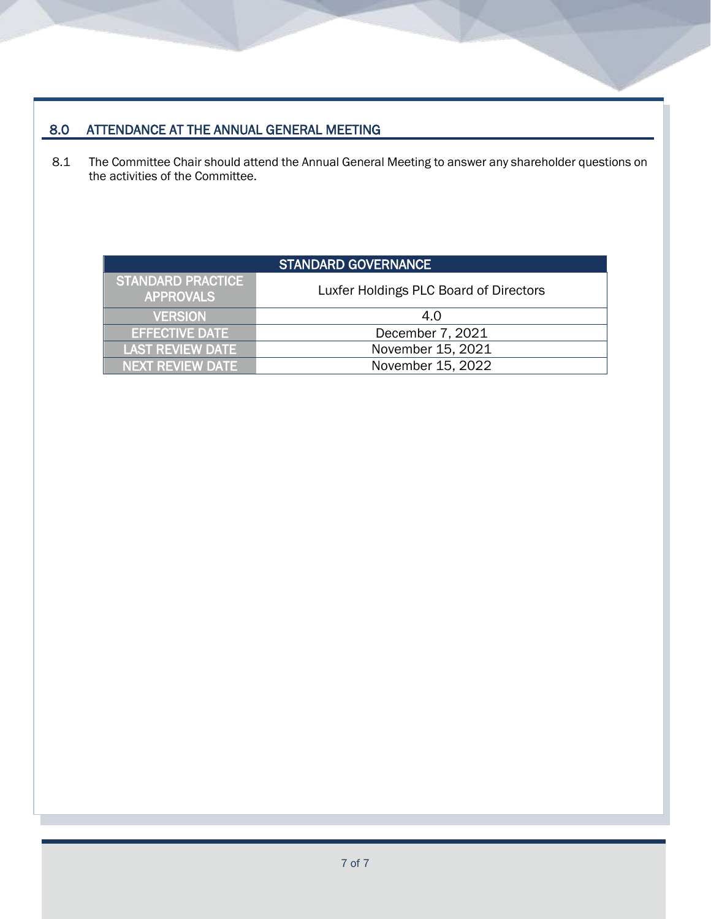## 8.0 ATTENDANCE AT THE ANNUAL GENERAL MEETING

8.1 The Committee Chair should attend the Annual General Meeting to answer any shareholder questions on the activities of the Committee.

| STANDARD GOVERNANCE | |
|---|---|
| STANDARD PRACTICE APPROVALS | Luxfer Holdings PLC Board of Directors |
| VERSION | 4.0 |
| EFFECTIVE DATE | December 7, 2021 |
| LAST REVIEW DATE | November 15, 2021 |
| NEXT REVIEW DATE | November 15, 2022 |